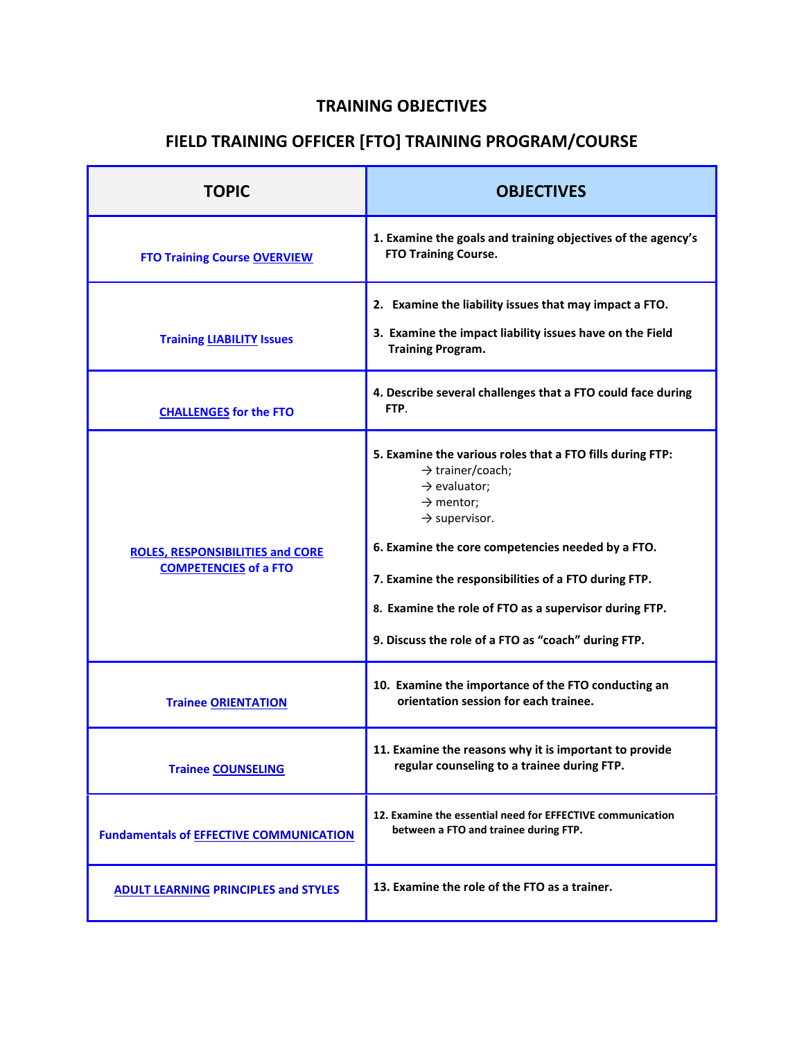# TRAINING OBJECTIVES

## FIELD TRAINING OFFICER [FTO] TRAINING PROGRAM/COURSE

| TOPIC | OBJECTIVES |
| --- | --- |
| FTO Training Course OVERVIEW | **1. Examine the goals and training objectives of the agency's FTO Training Course.** |
| Training LIABILITY Issues | **2. Examine the liability issues that may impact a FTO.**<br><br>**3. Examine the impact liability issues have on the Field Training Program.** |
| CHALLENGES for the FTO | **4. Describe several challenges that a FTO could face during FTP.** |
| ROLES, RESPONSIBILITIES and CORE COMPETENCIES of a FTO | **5. Examine the various roles that a FTO fills during FTP:**<br>→ trainer/coach;<br>→ evaluator;<br>→ mentor;<br>→ supervisor.<br><br>**6. Examine the core competencies needed by a FTO.**<br><br>**7. Examine the responsibilities of a FTO during FTP.**<br><br>**8. Examine the role of FTO as a supervisor during FTP.**<br><br>**9. Discuss the role of a FTO as "coach" during FTP.** |
| Trainee ORIENTATION | **10. Examine the importance of the FTO conducting an orientation session for each trainee.** |
| Trainee COUNSELING | **11. Examine the reasons why it is important to provide regular counseling to a trainee during FTP.** |
| Fundamentals of EFFECTIVE COMMUNICATION | **12. Examine the essential need for EFFECTIVE communication between a FTO and trainee during FTP.** |
| ADULT LEARNING PRINCIPLES and STYLES | **13. Examine the role of the FTO as a trainer.** |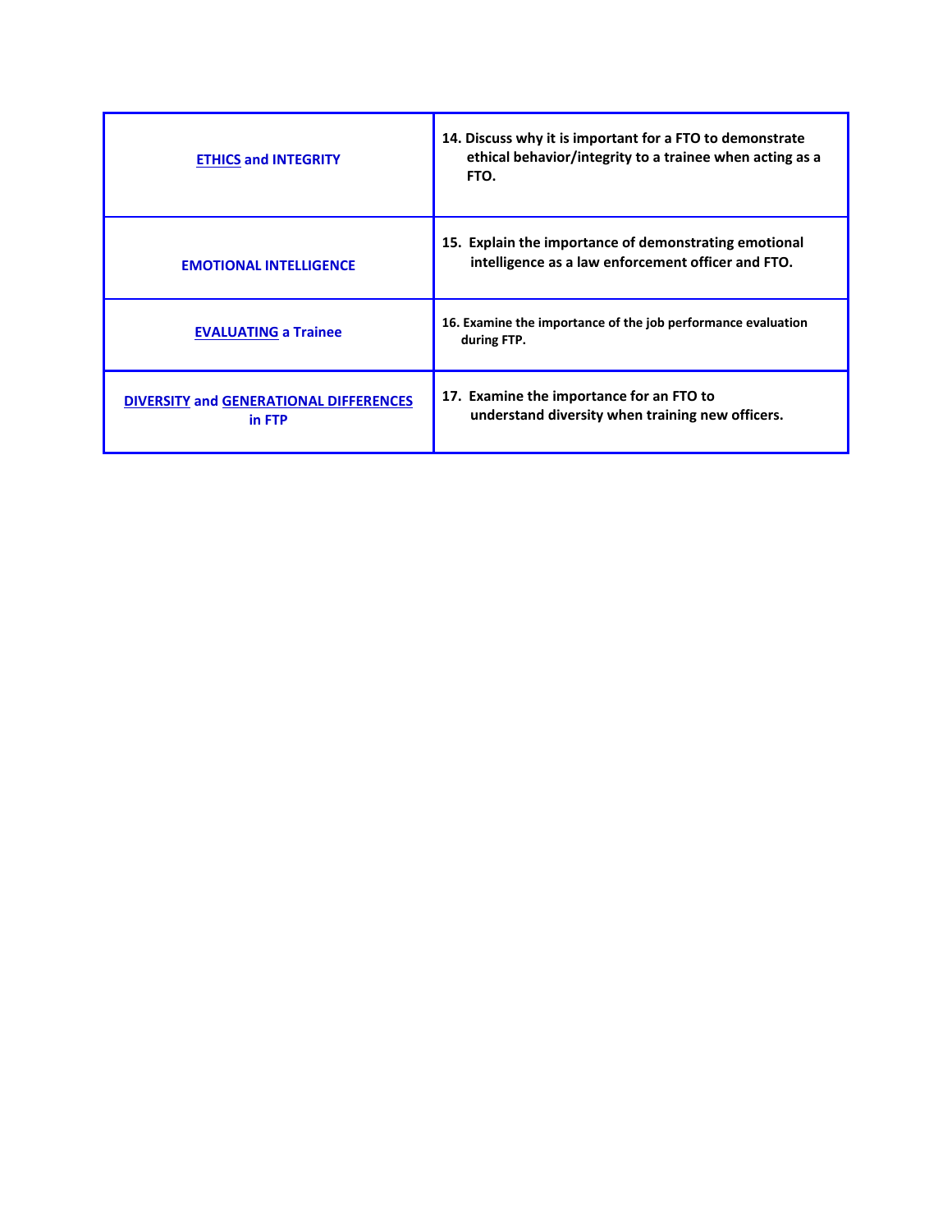| | |
|---|---|
| ETHICS and INTEGRITY | 14. Discuss why it is important for a FTO to demonstrate ethical behavior/integrity to a trainee when acting as a FTO. |
| EMOTIONAL INTELLIGENCE | 15. Explain the importance of demonstrating emotional intelligence as a law enforcement officer and FTO. |
| EVALUATING a Trainee | 16. Examine the importance of the job performance evaluation during FTP. |
| DIVERSITY and GENERATIONAL DIFFERENCES in FTP | 17. Examine the importance for an FTO to understand diversity when training new officers. |